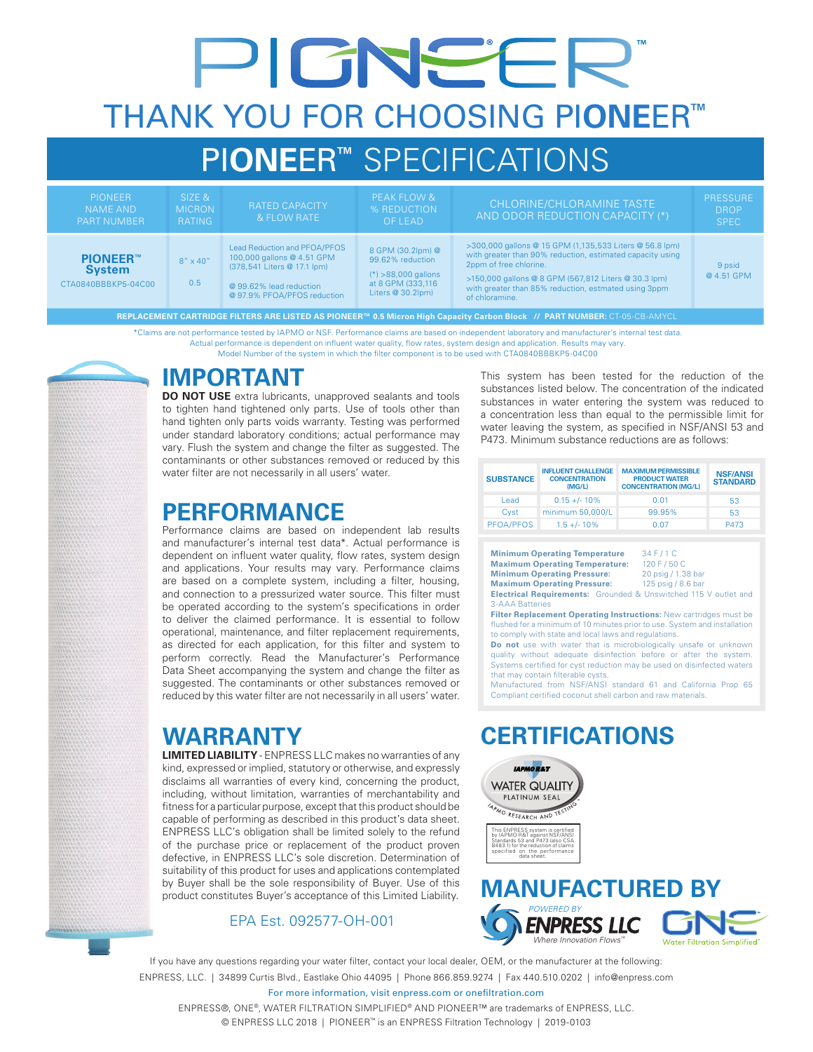# PIONEER™

# THANK YOU FOR CHOOSING PIONEER™

## PIONEER™ SPECIFICATIONS

| PIONEER NAME AND PART NUMBER | SIZE & MICRON RATING | RATED CAPACITY & FLOW RATE | PEAK FLOW & % REDUCTION OF LEAD | CHLORINE/CHLORAMINE TASTE AND ODOR REDUCTION CAPACITY (*) | PRESSURE DROP SPEC |
|---|---|---|---|---|---|
| **PIONEER™ System** CTA0840BBBKP5-04C00 | 8" x 40" 0.5 | Lead Reduction and PFOA/PFOS 100,000 gallons @ 4.51 GPM (378,541 Liters @ 17.1 lpm) @ 99.62% lead reduction @ 97.9% PFOA/PFOS reduction | 8 GPM (30.2lpm) @ 99.62% reduction (*) >88,000 gallons at 8 GPM (333,116 Liters @ 30.2lpm) | >300,000 gallons @ 15 GPM (1,135,533 Liters @ 56.8 lpm) with greater than 90% reduction, estimated capacity using 2ppm of free chlorine. >150,000 gallons @ 8 GPM (567,812 Liters @ 30.3 lpm) with greater than 85% reduction, estmated using 3ppm of chloramine. | 9 psid @ 4.51 GPM |

**REPLACEMENT CARTRIDGE FILTERS ARE LISTED AS PIONEER™ 0.5 Micron High Capacity Carbon Block // PART NUMBER:** CT-05-CB-AMYCL

*Claims are not performance tested by IAPMO or NSF. Performance claims are based on independent laboratory and manufacturer's internal test data. Actual performance is dependent on influent water quality, flow rates, system design and application. Results may vary. Model Number of the system in which the filter component is to be used with CTA0840BBBKP5-04C00

## IMPORTANT

**DO NOT USE** extra lubricants, unapproved sealants and tools to tighten hand tightened only parts. Use of tools other than hand tighten only parts voids warranty. Testing was performed under standard laboratory conditions; actual performance may vary. Flush the system and change the filter as suggested. The contaminants or other substances removed or reduced by this water filter are not necessarily in all users' water.

## PERFORMANCE

Performance claims are based on independent lab results and manufacturer's internal test data*. Actual performance is dependent on influent water quality, flow rates, system design and applications. Your results may vary. Performance claims are based on a complete system, including a filter, housing, and connection to a pressurized water source. This filter must be operated according to the system's specifications in order to deliver the claimed performance. It is essential to follow operational, maintenance, and filter replacement requirements, as directed for each application, for this filter and system to perform correctly. Read the Manufacturer's Performance Data Sheet accompanying the system and change the filter as suggested. The contaminants or other substances removed or reduced by this water filter are not necessarily in all users' water.

## WARRANTY

**LIMITED LIABILITY** - ENPRESS LLC makes no warranties of any kind, expressed or implied, statutory or otherwise, and expressly disclaims all warranties of every kind, concerning the product, including, without limitation, warranties of merchantability and fitness for a particular purpose, except that this product should be capable of performing as described in this product's data sheet. ENPRESS LLC's obligation shall be limited solely to the refund of the purchase price or replacement of the product proven defective, in ENPRESS LLC's sole discretion. Determination of suitability of this product for uses and applications contemplated by Buyer shall be the sole responsibility of Buyer. Use of this product constitutes Buyer's acceptance of this Limited Liability.

EPA Est. 092577-OH-001

This system has been tested for the reduction of the substances listed below. The concentration of the indicated substances in water entering the system was reduced to a concentration less than equal to the permissible limit for water leaving the system, as specified in NSF/ANSI 53 and P473. Minimum substance reductions are as follows:

| SUBSTANCE | INFLUENT CHALLENGE CONCENTRATION (MG/L) | MAXIMUM PERMISSIBLE PRODUCT WATER CONCENTRATION (MG/L) | NSF/ANSI STANDARD |
|---|---|---|---|
| Lead | 0.15 +/- 10% | 0.01 | 53 |
| Cyst | minimum 50,000/L | 99.95% | 53 |
| PFOA/PFOS | 1.5 +/- 10% | 0.07 | P473 |

**Minimum Operating Temperature** 34 F / 1 C
**Maximum Operating Temperature:** 120 F / 50 C
**Minimum Operating Pressure:** 20 psig / 1.38 bar
**Maximum Operating Pressure:** 125 psig / 8.6 bar
**Electrical Requirements:** Grounded & Unswitched 115 V outlet and 3-AAA Batteries

**Filter Replacement Operating Instructions:** New cartridges must be flushed for a minimum of 10 minutes prior to use. System and installation to comply with state and local laws and regulations.

**Do not** use with water that is microbiologically unsafe or unknown quality without adequate disinfection before or after the system. Systems certified for cyst reduction may be used on disinfected waters that may contain filterable cysts.

Manufactured from NSF/ANSI standard 61 and California Prop 65 Compliant certified coconut shell carbon and raw materials.

## CERTIFICATIONS

IAPMO R&T WATER QUALITY PLATINUM SEAL — IAPMO RESEARCH AND TESTING

This ENPRESS system is certified by IAPMO R&T against NSF/ANSI Standards 53 and P473 (also CSA B483.1) for the reduction of claims specified on the performance data sheet.

## MANUFACTURED BY

POWERED BY ENPRESS LLC — Where Innovation Flows™
ONE — Water Filtration Simplified™

If you have any questions regarding your water filter, contact your local dealer, OEM, or the manufacturer at the following:

ENPRESS, LLC. | 34899 Curtis Blvd., Eastlake Ohio 44095 | Phone 866.859.9274 | Fax 440.510.0202 | info@enpress.com

For more information, visit enpress.com or onefiltration.com

ENPRESS®, ONE®, WATER FILTRATION SIMPLIFIED® AND PIONEER™ are trademarks of ENPRESS, LLC.

© ENPRESS LLC 2018 | PIONEER™ is an ENPRESS Filtration Technology | 2019-0103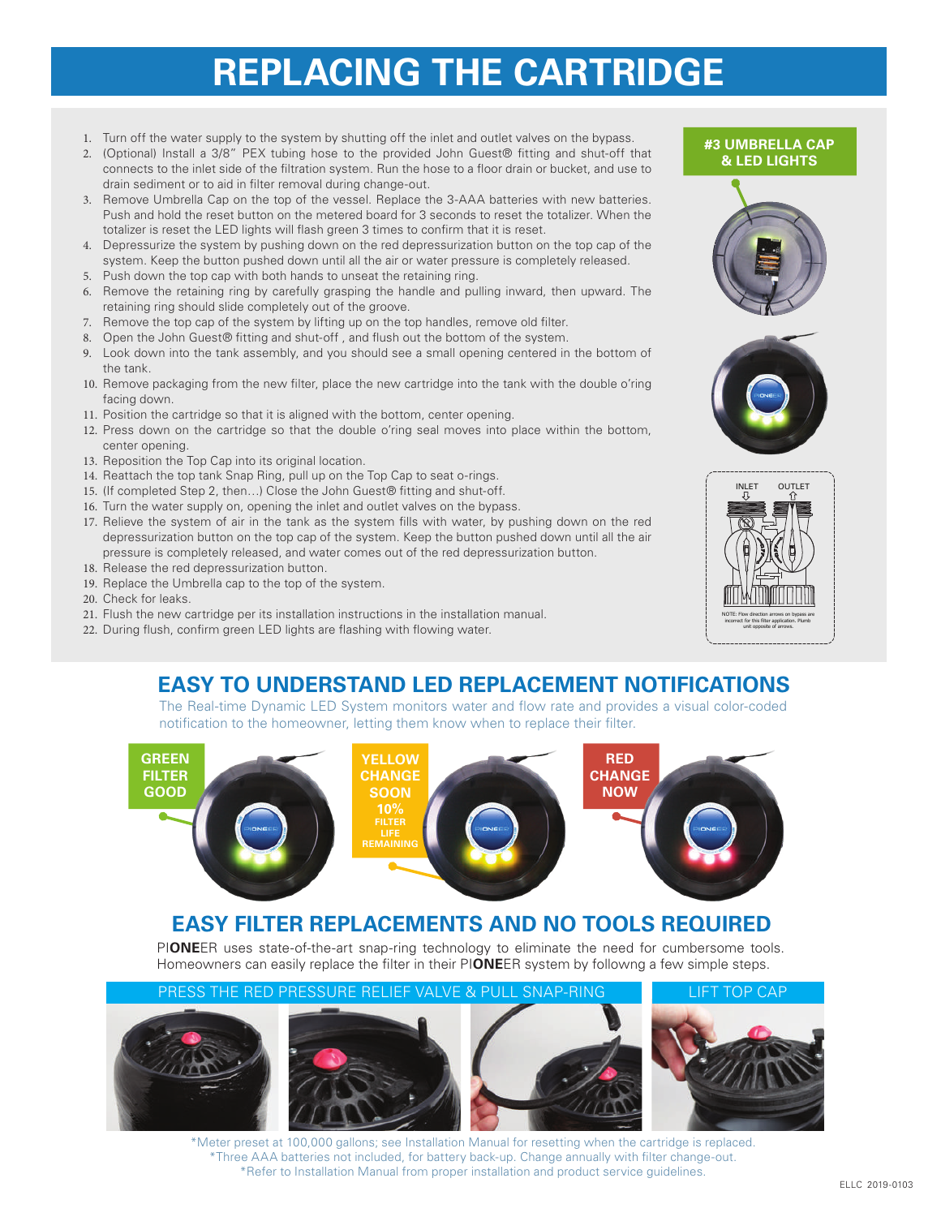# REPLACING THE CARTRIDGE

1. Turn off the water supply to the system by shutting off the inlet and outlet valves on the bypass.
2. (Optional) Install a 3/8" PEX tubing hose to the provided John Guest® fitting and shut-off that connects to the inlet side of the filtration system. Run the hose to a floor drain or bucket, and use to drain sediment or to aid in filter removal during change-out.
3. Remove Umbrella Cap on the top of the vessel. Replace the 3-AAA batteries with new batteries. Push and hold the reset button on the metered board for 3 seconds to reset the totalizer. When the totalizer is reset the LED lights will flash green 3 times to confirm that it is reset.
4. Depressurize the system by pushing down on the red depressurization button on the top cap of the system. Keep the button pushed down until all the air or water pressure is completely released.
5. Push down the top cap with both hands to unseat the retaining ring.
6. Remove the retaining ring by carefully grasping the handle and pulling inward, then upward. The retaining ring should slide completely out of the groove.
7. Remove the top cap of the system by lifting up on the top handles, remove old filter.
8. Open the John Guest® fitting and shut-off , and flush out the bottom of the system.
9. Look down into the tank assembly, and you should see a small opening centered in the bottom of the tank.
10. Remove packaging from the new filter, place the new cartridge into the tank with the double o'ring facing down.
11. Position the cartridge so that it is aligned with the bottom, center opening.
12. Press down on the cartridge so that the double o'ring seal moves into place within the bottom, center opening.
13. Reposition the Top Cap into its original location.
14. Reattach the top tank Snap Ring, pull up on the Top Cap to seat o-rings.
15. (If completed Step 2, then…) Close the John Guest® fitting and shut-off.
16. Turn the water supply on, opening the inlet and outlet valves on the bypass.
17. Relieve the system of air in the tank as the system fills with water, by pushing down on the red depressurization button on the top cap of the system. Keep the button pushed down until all the air pressure is completely released, and water comes out of the red depressurization button.
18. Release the red depressurization button.
19. Replace the Umbrella cap to the top of the system.
20. Check for leaks.
21. Flush the new cartridge per its installation instructions in the installation manual.
22. During flush, confirm green LED lights are flashing with flowing water.

**#3 UMBRELLA CAP & LED LIGHTS**

INLET OUTLET

NOTE: Flow direction arrows on bypass are incorrect for this filter application. Plumb unit opposite of arrows.

## EASY TO UNDERSTAND LED REPLACEMENT NOTIFICATIONS

The Real-time Dynamic LED System monitors water and flow rate and provides a visual color-coded notification to the homeowner, letting them know when to replace their filter.

**GREEN FILTER GOOD**

**YELLOW CHANGE SOON 10% FILTER LIFE REMAINING**

**RED CHANGE NOW**

## EASY FILTER REPLACEMENTS AND NO TOOLS REQUIRED

PI**ONE**ER uses state-of-the-art snap-ring technology to eliminate the need for cumbersome tools. Homeowners can easily replace the filter in their PI**ONE**ER system by followng a few simple steps.

PRESS THE RED PRESSURE RELIEF VALVE & PULL SNAP-RING

LIFT TOP CAP

*Meter preset at 100,000 gallons; see Installation Manual for resetting when the cartridge is replaced.
*Three AAA batteries not included, for battery back-up. Change annually with filter change-out.
*Refer to Installation Manual from proper installation and product service guidelines.

ELLC 2019-0103